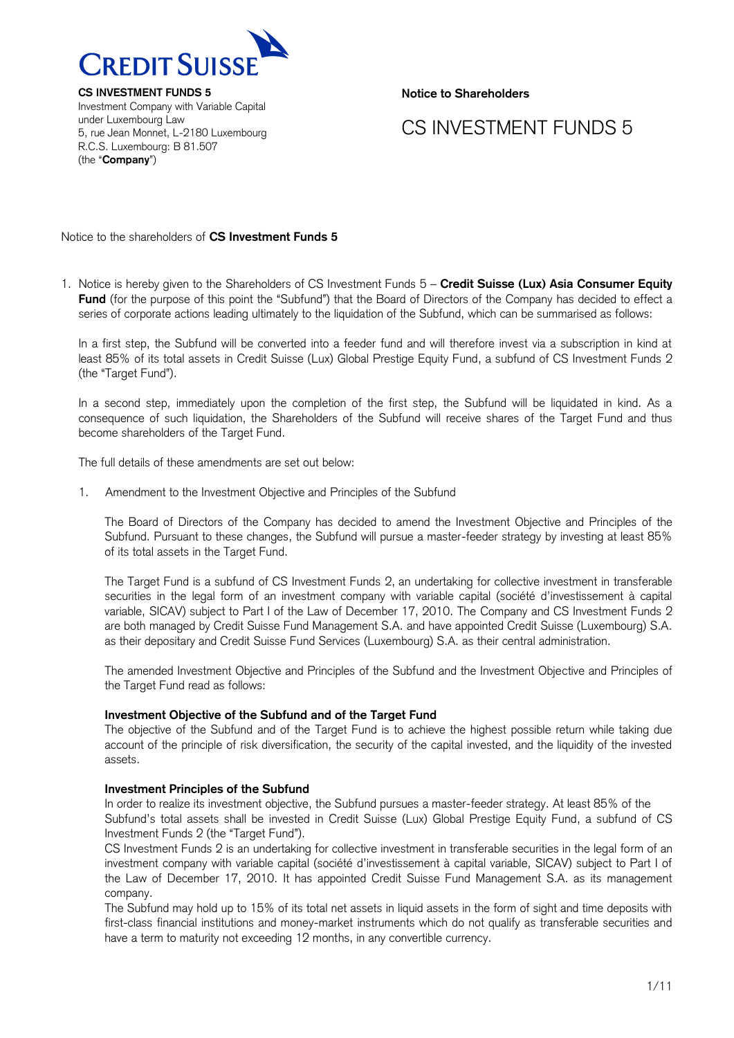**CREDIT SUISSE**

**CS INVESTMENT FUNDS 5**
Investment Company with Variable Capital
under Luxembourg Law
5, rue Jean Monnet, L-2180 Luxembourg
R.C.S. Luxembourg: B 81.507
(the "**Company**")

**Notice to Shareholders**

# CS INVESTMENT FUNDS 5

Notice to the shareholders of **CS Investment Funds 5**

1. Notice is hereby given to the Shareholders of CS Investment Funds 5 – **Credit Suisse (Lux) Asia Consumer Equity Fund** (for the purpose of this point the "Subfund") that the Board of Directors of the Company has decided to effect a series of corporate actions leading ultimately to the liquidation of the Subfund, which can be summarised as follows:

   In a first step, the Subfund will be converted into a feeder fund and will therefore invest via a subscription in kind at least 85% of its total assets in Credit Suisse (Lux) Global Prestige Equity Fund, a subfund of CS Investment Funds 2 (the "Target Fund").

   In a second step, immediately upon the completion of the first step, the Subfund will be liquidated in kind. As a consequence of such liquidation, the Shareholders of the Subfund will receive shares of the Target Fund and thus become shareholders of the Target Fund.

   The full details of these amendments are set out below:

   1. Amendment to the Investment Objective and Principles of the Subfund

      The Board of Directors of the Company has decided to amend the Investment Objective and Principles of the Subfund. Pursuant to these changes, the Subfund will pursue a master-feeder strategy by investing at least 85% of its total assets in the Target Fund.

      The Target Fund is a subfund of CS Investment Funds 2, an undertaking for collective investment in transferable securities in the legal form of an investment company with variable capital (société d'investissement à capital variable, SICAV) subject to Part I of the Law of December 17, 2010. The Company and CS Investment Funds 2 are both managed by Credit Suisse Fund Management S.A. and have appointed Credit Suisse (Luxembourg) S.A. as their depositary and Credit Suisse Fund Services (Luxembourg) S.A. as their central administration.

      The amended Investment Objective and Principles of the Subfund and the Investment Objective and Principles of the Target Fund read as follows:

      **Investment Objective of the Subfund and of the Target Fund**
      The objective of the Subfund and of the Target Fund is to achieve the highest possible return while taking due account of the principle of risk diversification, the security of the capital invested, and the liquidity of the invested assets.

      **Investment Principles of the Subfund**
      In order to realize its investment objective, the Subfund pursues a master-feeder strategy. At least 85% of the Subfund's total assets shall be invested in Credit Suisse (Lux) Global Prestige Equity Fund, a subfund of CS Investment Funds 2 (the "Target Fund").
      CS Investment Funds 2 is an undertaking for collective investment in transferable securities in the legal form of an investment company with variable capital (société d'investissement à capital variable, SICAV) subject to Part I of the Law of December 17, 2010. It has appointed Credit Suisse Fund Management S.A. as its management company.
      The Subfund may hold up to 15% of its total net assets in liquid assets in the form of sight and time deposits with first-class financial institutions and money-market instruments which do not qualify as transferable securities and have a term to maturity not exceeding 12 months, in any convertible currency.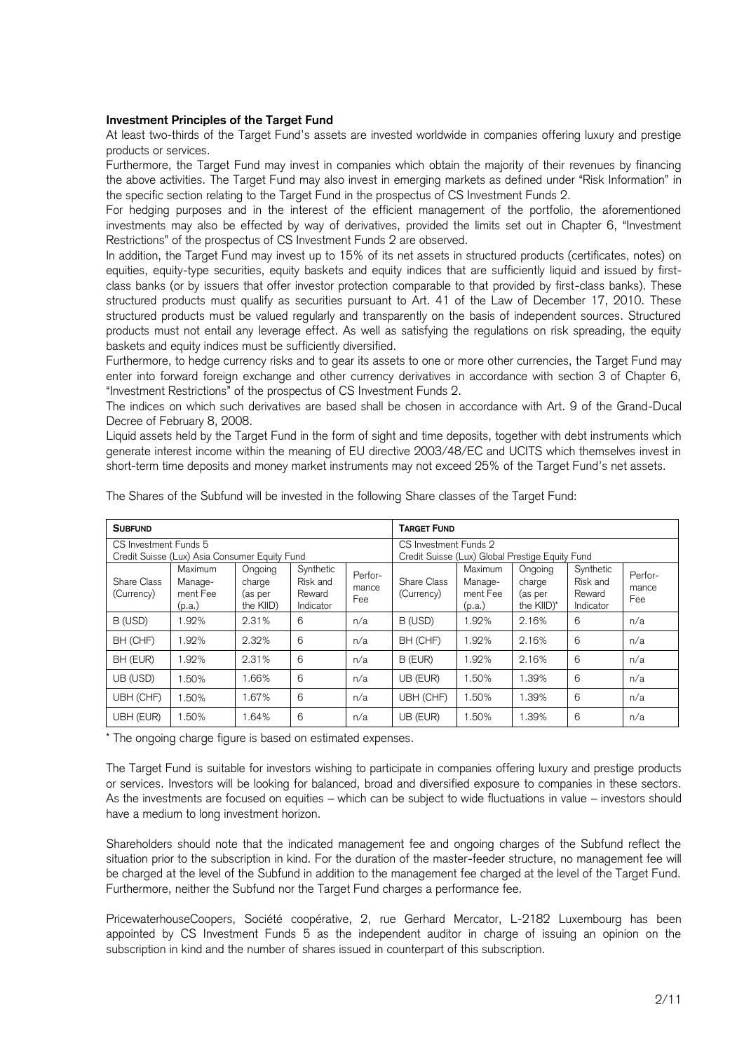**Investment Principles of the Target Fund**

At least two-thirds of the Target Fund's assets are invested worldwide in companies offering luxury and prestige products or services.

Furthermore, the Target Fund may invest in companies which obtain the majority of their revenues by financing the above activities. The Target Fund may also invest in emerging markets as defined under "Risk Information" in the specific section relating to the Target Fund in the prospectus of CS Investment Funds 2.

For hedging purposes and in the interest of the efficient management of the portfolio, the aforementioned investments may also be effected by way of derivatives, provided the limits set out in Chapter 6, "Investment Restrictions" of the prospectus of CS Investment Funds 2 are observed.

In addition, the Target Fund may invest up to 15% of its net assets in structured products (certificates, notes) on equities, equity-type securities, equity baskets and equity indices that are sufficiently liquid and issued by first-class banks (or by issuers that offer investor protection comparable to that provided by first-class banks). These structured products must qualify as securities pursuant to Art. 41 of the Law of December 17, 2010. These structured products must be valued regularly and transparently on the basis of independent sources. Structured products must not entail any leverage effect. As well as satisfying the regulations on risk spreading, the equity baskets and equity indices must be sufficiently diversified.

Furthermore, to hedge currency risks and to gear its assets to one or more other currencies, the Target Fund may enter into forward foreign exchange and other currency derivatives in accordance with section 3 of Chapter 6, "Investment Restrictions" of the prospectus of CS Investment Funds 2.

The indices on which such derivatives are based shall be chosen in accordance with Art. 9 of the Grand-Ducal Decree of February 8, 2008.

Liquid assets held by the Target Fund in the form of sight and time deposits, together with debt instruments which generate interest income within the meaning of EU directive 2003/48/EC and UCITS which themselves invest in short-term time deposits and money market instruments may not exceed 25% of the Target Fund's net assets.

The Shares of the Subfund will be invested in the following Share classes of the Target Fund:

| **Subfund** | | | | | **Target Fund** | | | | |
|---|---|---|---|---|---|---|---|---|---|
| CS Investment Funds 5 Credit Suisse (Lux) Asia Consumer Equity Fund | | | | | CS Investment Funds 2 Credit Suisse (Lux) Global Prestige Equity Fund | | | | |
| Share Class (Currency) | Maximum Management Fee (p.a.) | Ongoing charge (as per the KIID) | Synthetic Risk and Reward Indicator | Performance Fee | Share Class (Currency) | Maximum Management Fee (p.a.) | Ongoing charge (as per the KIID)* | Synthetic Risk and Reward Indicator | Performance Fee |
| B (USD) | 1.92% | 2.31% | 6 | n/a | B (USD) | 1.92% | 2.16% | 6 | n/a |
| BH (CHF) | 1.92% | 2.32% | 6 | n/a | BH (CHF) | 1.92% | 2.16% | 6 | n/a |
| BH (EUR) | 1.92% | 2.31% | 6 | n/a | B (EUR) | 1.92% | 2.16% | 6 | n/a |
| UB (USD) | 1.50% | 1.66% | 6 | n/a | UB (EUR) | 1.50% | 1.39% | 6 | n/a |
| UBH (CHF) | 1.50% | 1.67% | 6 | n/a | UBH (CHF) | 1.50% | 1.39% | 6 | n/a |
| UBH (EUR) | 1.50% | 1.64% | 6 | n/a | UB (EUR) | 1.50% | 1.39% | 6 | n/a |

\* The ongoing charge figure is based on estimated expenses.

The Target Fund is suitable for investors wishing to participate in companies offering luxury and prestige products or services. Investors will be looking for balanced, broad and diversified exposure to companies in these sectors. As the investments are focused on equities – which can be subject to wide fluctuations in value – investors should have a medium to long investment horizon.

Shareholders should note that the indicated management fee and ongoing charges of the Subfund reflect the situation prior to the subscription in kind. For the duration of the master-feeder structure, no management fee will be charged at the level of the Subfund in addition to the management fee charged at the level of the Target Fund. Furthermore, neither the Subfund nor the Target Fund charges a performance fee.

PricewaterhouseCoopers, Société coopérative, 2, rue Gerhard Mercator, L-2182 Luxembourg has been appointed by CS Investment Funds 5 as the independent auditor in charge of issuing an opinion on the subscription in kind and the number of shares issued in counterpart of this subscription.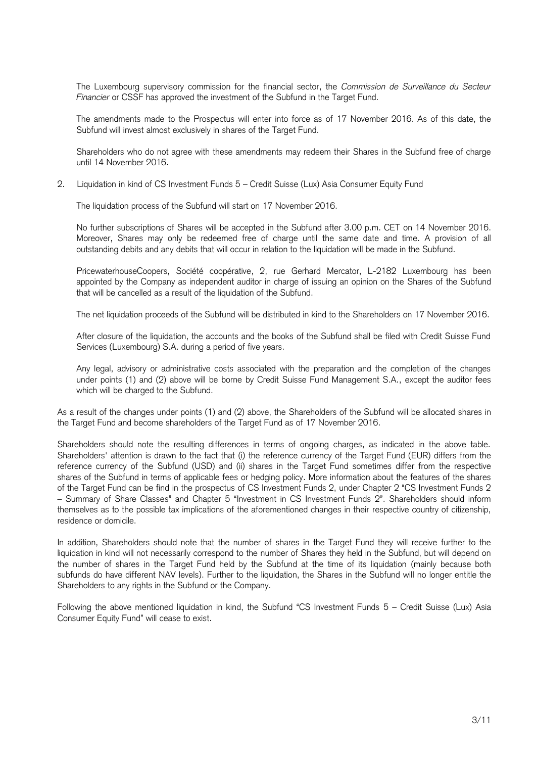The Luxembourg supervisory commission for the financial sector, the *Commission de Surveillance du Secteur Financier* or CSSF has approved the investment of the Subfund in the Target Fund.

The amendments made to the Prospectus will enter into force as of 17 November 2016. As of this date, the Subfund will invest almost exclusively in shares of the Target Fund.

Shareholders who do not agree with these amendments may redeem their Shares in the Subfund free of charge until 14 November 2016.

2. Liquidation in kind of CS Investment Funds 5 – Credit Suisse (Lux) Asia Consumer Equity Fund

The liquidation process of the Subfund will start on 17 November 2016.

No further subscriptions of Shares will be accepted in the Subfund after 3.00 p.m. CET on 14 November 2016. Moreover, Shares may only be redeemed free of charge until the same date and time. A provision of all outstanding debits and any debits that will occur in relation to the liquidation will be made in the Subfund.

PricewaterhouseCoopers, Société coopérative, 2, rue Gerhard Mercator, L-2182 Luxembourg has been appointed by the Company as independent auditor in charge of issuing an opinion on the Shares of the Subfund that will be cancelled as a result of the liquidation of the Subfund.

The net liquidation proceeds of the Subfund will be distributed in kind to the Shareholders on 17 November 2016.

After closure of the liquidation, the accounts and the books of the Subfund shall be filed with Credit Suisse Fund Services (Luxembourg) S.A. during a period of five years.

Any legal, advisory or administrative costs associated with the preparation and the completion of the changes under points (1) and (2) above will be borne by Credit Suisse Fund Management S.A., except the auditor fees which will be charged to the Subfund.

As a result of the changes under points (1) and (2) above, the Shareholders of the Subfund will be allocated shares in the Target Fund and become shareholders of the Target Fund as of 17 November 2016.

Shareholders should note the resulting differences in terms of ongoing charges, as indicated in the above table. Shareholders' attention is drawn to the fact that (i) the reference currency of the Target Fund (EUR) differs from the reference currency of the Subfund (USD) and (ii) shares in the Target Fund sometimes differ from the respective shares of the Subfund in terms of applicable fees or hedging policy. More information about the features of the shares of the Target Fund can be find in the prospectus of CS Investment Funds 2, under Chapter 2 "CS Investment Funds 2 – Summary of Share Classes" and Chapter 5 "Investment in CS Investment Funds 2". Shareholders should inform themselves as to the possible tax implications of the aforementioned changes in their respective country of citizenship, residence or domicile.

In addition, Shareholders should note that the number of shares in the Target Fund they will receive further to the liquidation in kind will not necessarily correspond to the number of Shares they held in the Subfund, but will depend on the number of shares in the Target Fund held by the Subfund at the time of its liquidation (mainly because both subfunds do have different NAV levels). Further to the liquidation, the Shares in the Subfund will no longer entitle the Shareholders to any rights in the Subfund or the Company.

Following the above mentioned liquidation in kind, the Subfund "CS Investment Funds 5 – Credit Suisse (Lux) Asia Consumer Equity Fund" will cease to exist.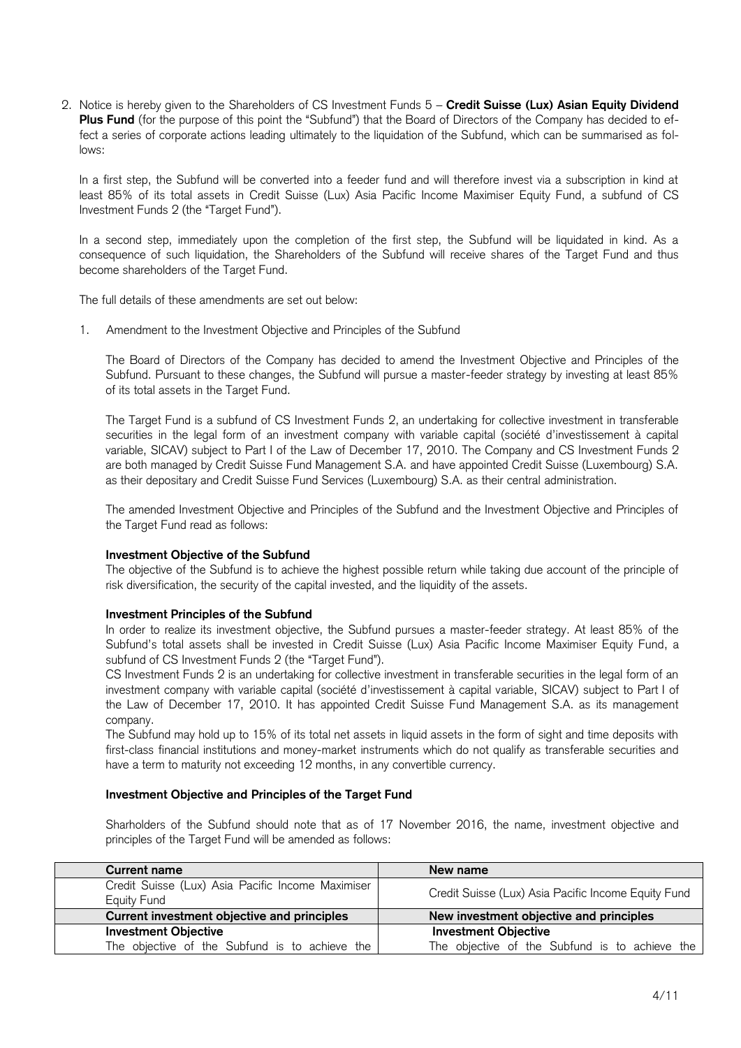2. Notice is hereby given to the Shareholders of CS Investment Funds 5 – **Credit Suisse (Lux) Asian Equity Dividend Plus Fund** (for the purpose of this point the "Subfund") that the Board of Directors of the Company has decided to effect a series of corporate actions leading ultimately to the liquidation of the Subfund, which can be summarised as follows:

   In a first step, the Subfund will be converted into a feeder fund and will therefore invest via a subscription in kind at least 85% of its total assets in Credit Suisse (Lux) Asia Pacific Income Maximiser Equity Fund, a subfund of CS Investment Funds 2 (the "Target Fund").

   In a second step, immediately upon the completion of the first step, the Subfund will be liquidated in kind. As a consequence of such liquidation, the Shareholders of the Subfund will receive shares of the Target Fund and thus become shareholders of the Target Fund.

   The full details of these amendments are set out below:

   1. Amendment to the Investment Objective and Principles of the Subfund

      The Board of Directors of the Company has decided to amend the Investment Objective and Principles of the Subfund. Pursuant to these changes, the Subfund will pursue a master-feeder strategy by investing at least 85% of its total assets in the Target Fund.

      The Target Fund is a subfund of CS Investment Funds 2, an undertaking for collective investment in transferable securities in the legal form of an investment company with variable capital (société d'investissement à capital variable, SICAV) subject to Part I of the Law of December 17, 2010. The Company and CS Investment Funds 2 are both managed by Credit Suisse Fund Management S.A. and have appointed Credit Suisse (Luxembourg) S.A. as their depositary and Credit Suisse Fund Services (Luxembourg) S.A. as their central administration.

      The amended Investment Objective and Principles of the Subfund and the Investment Objective and Principles of the Target Fund read as follows:

      **Investment Objective of the Subfund**
      The objective of the Subfund is to achieve the highest possible return while taking due account of the principle of risk diversification, the security of the capital invested, and the liquidity of the assets.

      **Investment Principles of the Subfund**
      In order to realize its investment objective, the Subfund pursues a master-feeder strategy. At least 85% of the Subfund's total assets shall be invested in Credit Suisse (Lux) Asia Pacific Income Maximiser Equity Fund, a subfund of CS Investment Funds 2 (the "Target Fund").
      CS Investment Funds 2 is an undertaking for collective investment in transferable securities in the legal form of an investment company with variable capital (société d'investissement à capital variable, SICAV) subject to Part I of the Law of December 17, 2010. It has appointed Credit Suisse Fund Management S.A. as its management company.
      The Subfund may hold up to 15% of its total net assets in liquid assets in the form of sight and time deposits with first-class financial institutions and money-market instruments which do not qualify as transferable securities and have a term to maturity not exceeding 12 months, in any convertible currency.

      **Investment Objective and Principles of the Target Fund**

      Sharholders of the Subfund should note that as of 17 November 2016, the name, investment objective and principles of the Target Fund will be amended as follows:

| **Current name** | **New name** |
|---|---|
| Credit Suisse (Lux) Asia Pacific Income Maximiser Equity Fund | Credit Suisse (Lux) Asia Pacific Income Equity Fund |
| **Current investment objective and principles** | **New investment objective and principles** |
| **Investment Objective**<br>The objective of the Subfund is to achieve the | **Investment Objective**<br>The objective of the Subfund is to achieve the |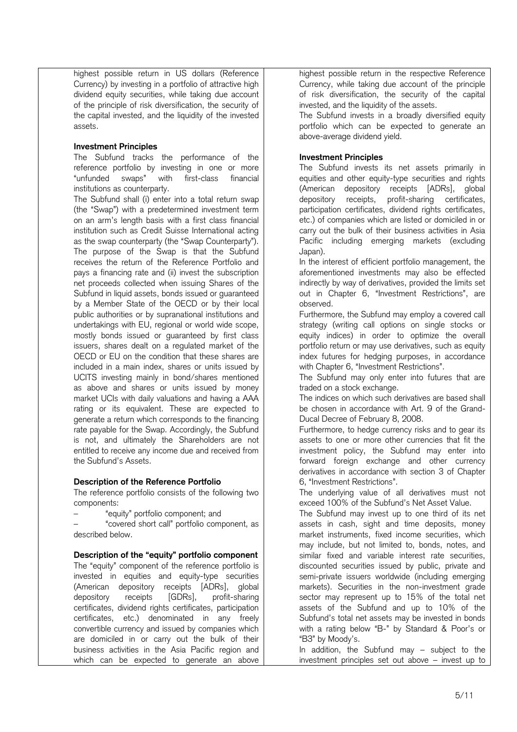highest possible return in US dollars (Reference Currency) by investing in a portfolio of attractive high dividend equity securities, while taking due account of the principle of risk diversification, the security of the capital invested, and the liquidity of the invested assets.

**Investment Principles**

The Subfund tracks the performance of the reference portfolio by investing in one or more "unfunded swaps" with first-class financial institutions as counterparty.

The Subfund shall (i) enter into a total return swap (the "Swap") with a predetermined investment term on an arm's length basis with a first class financial institution such as Credit Suisse International acting as the swap counterparty (the "Swap Counterparty"). The purpose of the Swap is that the Subfund receives the return of the Reference Portfolio and pays a financing rate and (ii) invest the subscription net proceeds collected when issuing Shares of the Subfund in liquid assets, bonds issued or guaranteed by a Member State of the OECD or by their local public authorities or by supranational institutions and undertakings with EU, regional or world wide scope, mostly bonds issued or guaranteed by first class issuers, shares dealt on a regulated market of the OECD or EU on the condition that these shares are included in a main index, shares or units issued by UCITS investing mainly in bond/shares mentioned as above and shares or units issued by money market UCIs with daily valuations and having a AAA rating or its equivalent. These are expected to generate a return which corresponds to the financing rate payable for the Swap. Accordingly, the Subfund is not, and ultimately the Shareholders are not entitled to receive any income due and received from the Subfund's Assets.

**Description of the Reference Portfolio**

The reference portfolio consists of the following two components:

– "equity" portfolio component; and

– "covered short call" portfolio component, as described below.

**Description of the "equity" portfolio component**

The "equity" component of the reference portfolio is invested in equities and equity-type securities (American depository receipts [ADRs], global depository receipts [GDRs], profit-sharing certificates, dividend rights certificates, participation certificates, etc.) denominated in any freely convertible currency and issued by companies which are domiciled in or carry out the bulk of their business activities in the Asia Pacific region and which can be expected to generate an above

highest possible return in the respective Reference Currency, while taking due account of the principle of risk diversification, the security of the capital invested, and the liquidity of the assets.

The Subfund invests in a broadly diversified equity portfolio which can be expected to generate an above-average dividend yield.

**Investment Principles**

The Subfund invests its net assets primarily in equities and other equity-type securities and rights (American depository receipts [ADRs], global depository receipts, profit-sharing certificates, participation certificates, dividend rights certificates, etc.) of companies which are listed or domiciled in or carry out the bulk of their business activities in Asia Pacific including emerging markets (excluding Japan).

In the interest of efficient portfolio management, the aforementioned investments may also be effected indirectly by way of derivatives, provided the limits set out in Chapter 6, "Investment Restrictions", are observed.

Furthermore, the Subfund may employ a covered call strategy (writing call options on single stocks or equity indices) in order to optimize the overall portfolio return or may use derivatives, such as equity index futures for hedging purposes, in accordance with Chapter 6, "Investment Restrictions".

The Subfund may only enter into futures that are traded on a stock exchange.

The indices on which such derivatives are based shall be chosen in accordance with Art. 9 of the Grand-Ducal Decree of February 8, 2008.

Furthermore, to hedge currency risks and to gear its assets to one or more other currencies that fit the investment policy, the Subfund may enter into forward foreign exchange and other currency derivatives in accordance with section 3 of Chapter 6, "Investment Restrictions".

The underlying value of all derivatives must not exceed 100% of the Subfund's Net Asset Value.

The Subfund may invest up to one third of its net assets in cash, sight and time deposits, money market instruments, fixed income securities, which may include, but not limited to, bonds, notes, and similar fixed and variable interest rate securities, discounted securities issued by public, private and semi-private issuers worldwide (including emerging markets). Securities in the non-investment grade sector may represent up to 15% of the total net assets of the Subfund and up to 10% of the Subfund's total net assets may be invested in bonds with a rating below "B-" by Standard & Poor's or "B3" by Moody's.

In addition, the Subfund may – subject to the investment principles set out above – invest up to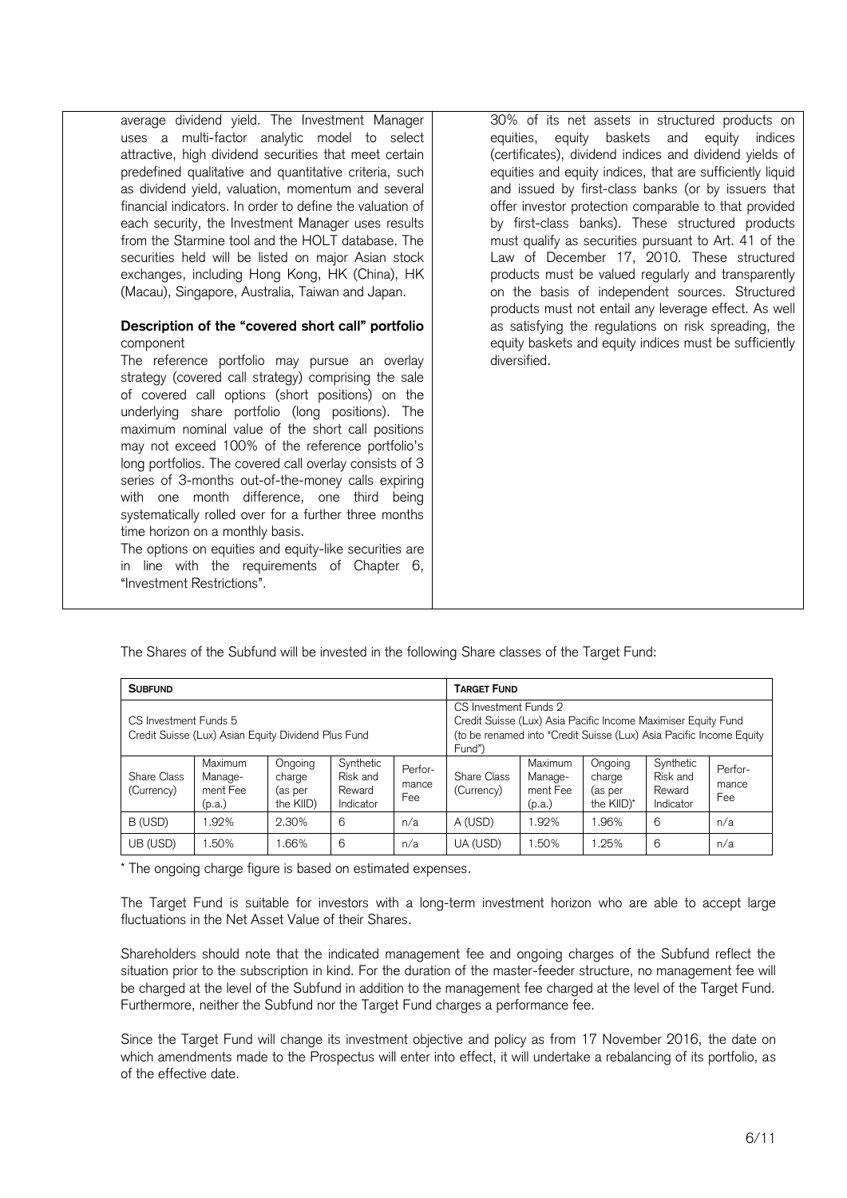average dividend yield. The Investment Manager uses a multi-factor analytic model to select attractive, high dividend securities that meet certain predefined qualitative and quantitative criteria, such as dividend yield, valuation, momentum and several financial indicators. In order to define the valuation of each security, the Investment Manager uses results from the Starmine tool and the HOLT database. The securities held will be listed on major Asian stock exchanges, including Hong Kong, HK (China), HK (Macau), Singapore, Australia, Taiwan and Japan.

**Description of the "covered short call" portfolio** component

The reference portfolio may pursue an overlay strategy (covered call strategy) comprising the sale of covered call options (short positions) on the underlying share portfolio (long positions). The maximum nominal value of the short call positions may not exceed 100% of the reference portfolio's long portfolios. The covered call overlay consists of 3 series of 3-months out-of-the-money calls expiring with one month difference, one third being systematically rolled over for a further three months time horizon on a monthly basis.

The options on equities and equity-like securities are in line with the requirements of Chapter 6, "Investment Restrictions".

30% of its net assets in structured products on equities, equity baskets and equity indices (certificates), dividend indices and dividend yields of equities and equity indices, that are sufficiently liquid and issued by first-class banks (or by issuers that offer investor protection comparable to that provided by first-class banks). These structured products must qualify as securities pursuant to Art. 41 of the Law of December 17, 2010. These structured products must be valued regularly and transparently on the basis of independent sources. Structured products must not entail any leverage effect. As well as satisfying the regulations on risk spreading, the equity baskets and equity indices must be sufficiently diversified.

The Shares of the Subfund will be invested in the following Share classes of the Target Fund:

| **SUBFUND** | | | | | **TARGET FUND** | | | | |
|---|---|---|---|---|---|---|---|---|---|
| CS Investment Funds 5<br>Credit Suisse (Lux) Asian Equity Dividend Plus Fund | | | | | CS Investment Funds 2<br>Credit Suisse (Lux) Asia Pacific Income Maximiser Equity Fund<br>(to be renamed into "Credit Suisse (Lux) Asia Pacific Income Equity Fund") | | | | |
| Share Class (Currency) | Maximum Management Fee (p.a.) | Ongoing charge (as per the KIID) | Synthetic Risk and Reward Indicator | Performance Fee | Share Class (Currency) | Maximum Management Fee (p.a.) | Ongoing charge (as per the KIID)* | Synthetic Risk and Reward Indicator | Performance Fee |
| B (USD) | 1.92% | 2.30% | 6 | n/a | A (USD) | 1.92% | 1.96% | 6 | n/a |
| UB (USD) | 1.50% | 1.66% | 6 | n/a | UA (USD) | 1.50% | 1.25% | 6 | n/a |

\* The ongoing charge figure is based on estimated expenses.

The Target Fund is suitable for investors with a long-term investment horizon who are able to accept large fluctuations in the Net Asset Value of their Shares.

Shareholders should note that the indicated management fee and ongoing charges of the Subfund reflect the situation prior to the subscription in kind. For the duration of the master-feeder structure, no management fee will be charged at the level of the Subfund in addition to the management fee charged at the level of the Target Fund. Furthermore, neither the Subfund nor the Target Fund charges a performance fee.

Since the Target Fund will change its investment objective and policy as from 17 November 2016, the date on which amendments made to the Prospectus will enter into effect, it will undertake a rebalancing of its portfolio, as of the effective date.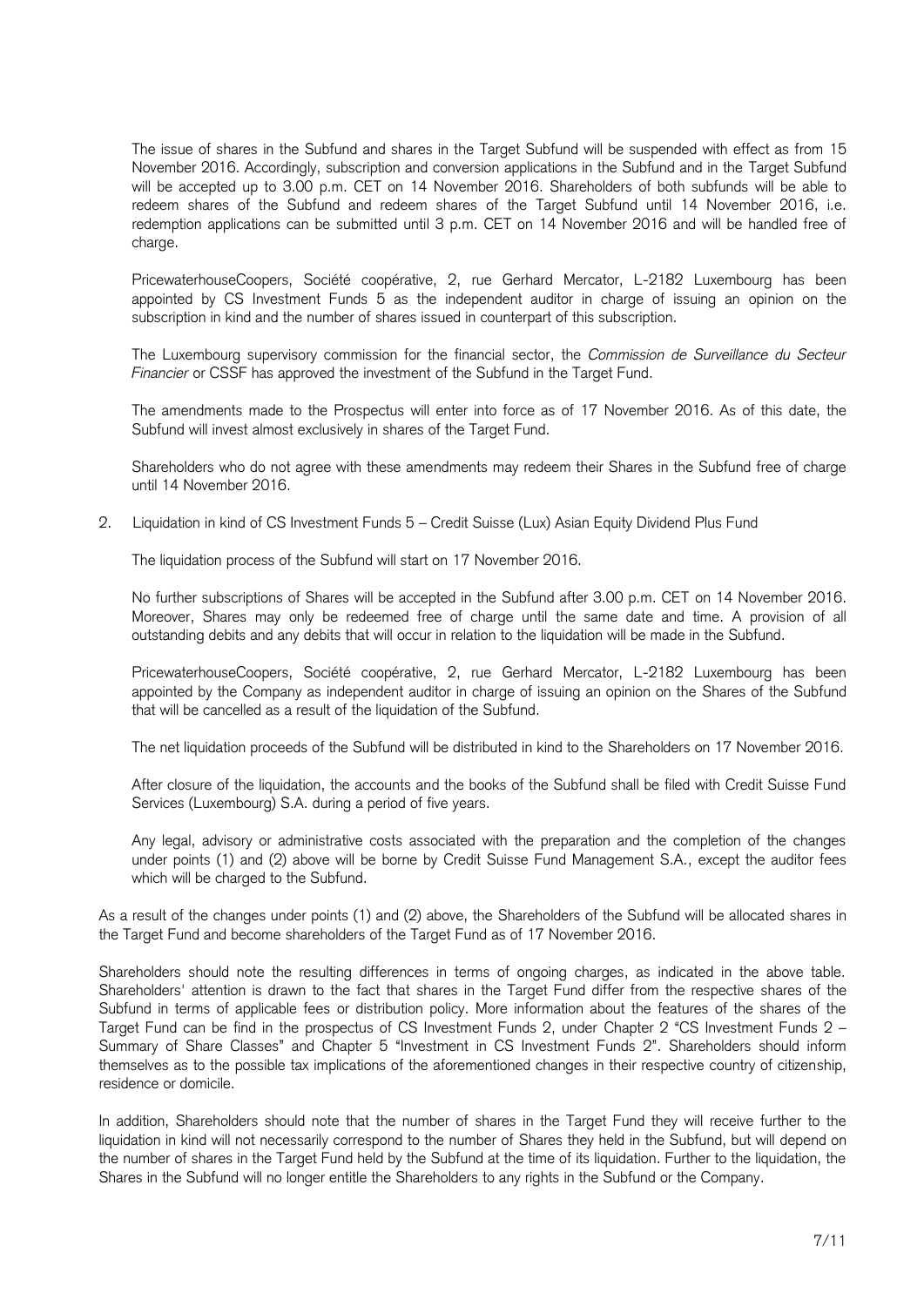The issue of shares in the Subfund and shares in the Target Subfund will be suspended with effect as from 15 November 2016. Accordingly, subscription and conversion applications in the Subfund and in the Target Subfund will be accepted up to 3.00 p.m. CET on 14 November 2016. Shareholders of both subfunds will be able to redeem shares of the Subfund and redeem shares of the Target Subfund until 14 November 2016, i.e. redemption applications can be submitted until 3 p.m. CET on 14 November 2016 and will be handled free of charge.

PricewaterhouseCoopers, Société coopérative, 2, rue Gerhard Mercator, L-2182 Luxembourg has been appointed by CS Investment Funds 5 as the independent auditor in charge of issuing an opinion on the subscription in kind and the number of shares issued in counterpart of this subscription.

The Luxembourg supervisory commission for the financial sector, the *Commission de Surveillance du Secteur Financier* or CSSF has approved the investment of the Subfund in the Target Fund.

The amendments made to the Prospectus will enter into force as of 17 November 2016. As of this date, the Subfund will invest almost exclusively in shares of the Target Fund.

Shareholders who do not agree with these amendments may redeem their Shares in the Subfund free of charge until 14 November 2016.

2. Liquidation in kind of CS Investment Funds 5 – Credit Suisse (Lux) Asian Equity Dividend Plus Fund

The liquidation process of the Subfund will start on 17 November 2016.

No further subscriptions of Shares will be accepted in the Subfund after 3.00 p.m. CET on 14 November 2016. Moreover, Shares may only be redeemed free of charge until the same date and time. A provision of all outstanding debits and any debits that will occur in relation to the liquidation will be made in the Subfund.

PricewaterhouseCoopers, Société coopérative, 2, rue Gerhard Mercator, L-2182 Luxembourg has been appointed by the Company as independent auditor in charge of issuing an opinion on the Shares of the Subfund that will be cancelled as a result of the liquidation of the Subfund.

The net liquidation proceeds of the Subfund will be distributed in kind to the Shareholders on 17 November 2016.

After closure of the liquidation, the accounts and the books of the Subfund shall be filed with Credit Suisse Fund Services (Luxembourg) S.A. during a period of five years.

Any legal, advisory or administrative costs associated with the preparation and the completion of the changes under points (1) and (2) above will be borne by Credit Suisse Fund Management S.A., except the auditor fees which will be charged to the Subfund.

As a result of the changes under points (1) and (2) above, the Shareholders of the Subfund will be allocated shares in the Target Fund and become shareholders of the Target Fund as of 17 November 2016.

Shareholders should note the resulting differences in terms of ongoing charges, as indicated in the above table. Shareholders' attention is drawn to the fact that shares in the Target Fund differ from the respective shares of the Subfund in terms of applicable fees or distribution policy. More information about the features of the shares of the Target Fund can be find in the prospectus of CS Investment Funds 2, under Chapter 2 "CS Investment Funds 2 – Summary of Share Classes" and Chapter 5 "Investment in CS Investment Funds 2". Shareholders should inform themselves as to the possible tax implications of the aforementioned changes in their respective country of citizenship, residence or domicile.

In addition, Shareholders should note that the number of shares in the Target Fund they will receive further to the liquidation in kind will not necessarily correspond to the number of Shares they held in the Subfund, but will depend on the number of shares in the Target Fund held by the Subfund at the time of its liquidation. Further to the liquidation, the Shares in the Subfund will no longer entitle the Shareholders to any rights in the Subfund or the Company.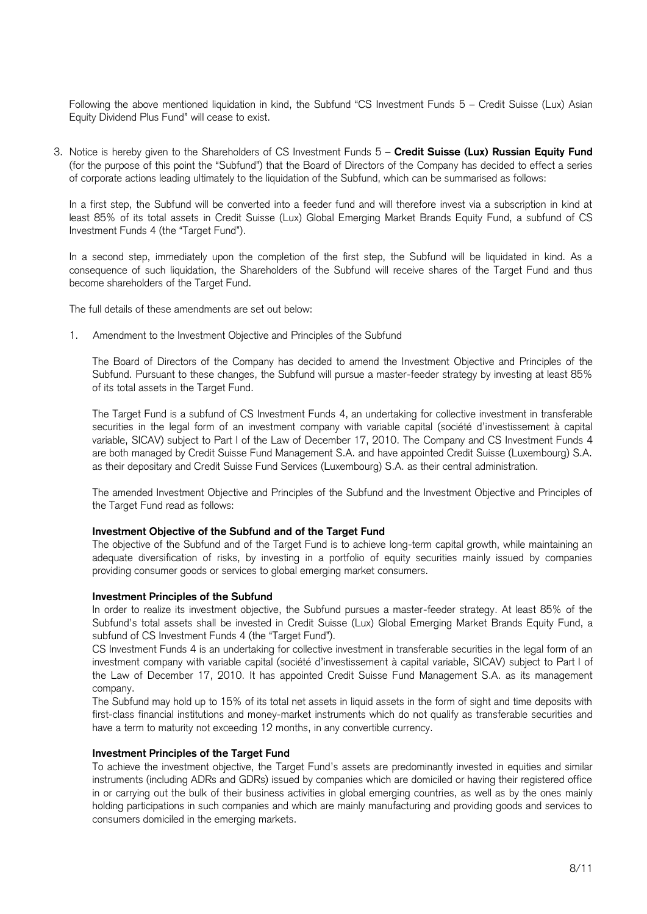Following the above mentioned liquidation in kind, the Subfund "CS Investment Funds 5 – Credit Suisse (Lux) Asian Equity Dividend Plus Fund" will cease to exist.

3. Notice is hereby given to the Shareholders of CS Investment Funds 5 – **Credit Suisse (Lux) Russian Equity Fund** (for the purpose of this point the "Subfund") that the Board of Directors of the Company has decided to effect a series of corporate actions leading ultimately to the liquidation of the Subfund, which can be summarised as follows:

   In a first step, the Subfund will be converted into a feeder fund and will therefore invest via a subscription in kind at least 85% of its total assets in Credit Suisse (Lux) Global Emerging Market Brands Equity Fund, a subfund of CS Investment Funds 4 (the "Target Fund").

   In a second step, immediately upon the completion of the first step, the Subfund will be liquidated in kind. As a consequence of such liquidation, the Shareholders of the Subfund will receive shares of the Target Fund and thus become shareholders of the Target Fund.

   The full details of these amendments are set out below:

   1. Amendment to the Investment Objective and Principles of the Subfund

      The Board of Directors of the Company has decided to amend the Investment Objective and Principles of the Subfund. Pursuant to these changes, the Subfund will pursue a master-feeder strategy by investing at least 85% of its total assets in the Target Fund.

      The Target Fund is a subfund of CS Investment Funds 4, an undertaking for collective investment in transferable securities in the legal form of an investment company with variable capital (société d'investissement à capital variable, SICAV) subject to Part I of the Law of December 17, 2010. The Company and CS Investment Funds 4 are both managed by Credit Suisse Fund Management S.A. and have appointed Credit Suisse (Luxembourg) S.A. as their depositary and Credit Suisse Fund Services (Luxembourg) S.A. as their central administration.

      The amended Investment Objective and Principles of the Subfund and the Investment Objective and Principles of the Target Fund read as follows:

      **Investment Objective of the Subfund and of the Target Fund**
      The objective of the Subfund and of the Target Fund is to achieve long-term capital growth, while maintaining an adequate diversification of risks, by investing in a portfolio of equity securities mainly issued by companies providing consumer goods or services to global emerging market consumers.

      **Investment Principles of the Subfund**
      In order to realize its investment objective, the Subfund pursues a master-feeder strategy. At least 85% of the Subfund's total assets shall be invested in Credit Suisse (Lux) Global Emerging Market Brands Equity Fund, a subfund of CS Investment Funds 4 (the "Target Fund").
      CS Investment Funds 4 is an undertaking for collective investment in transferable securities in the legal form of an investment company with variable capital (société d'investissement à capital variable, SICAV) subject to Part I of the Law of December 17, 2010. It has appointed Credit Suisse Fund Management S.A. as its management company.
      The Subfund may hold up to 15% of its total net assets in liquid assets in the form of sight and time deposits with first-class financial institutions and money-market instruments which do not qualify as transferable securities and have a term to maturity not exceeding 12 months, in any convertible currency.

      **Investment Principles of the Target Fund**
      To achieve the investment objective, the Target Fund's assets are predominantly invested in equities and similar instruments (including ADRs and GDRs) issued by companies which are domiciled or having their registered office in or carrying out the bulk of their business activities in global emerging countries, as well as by the ones mainly holding participations in such companies and which are mainly manufacturing and providing goods and services to consumers domiciled in the emerging markets.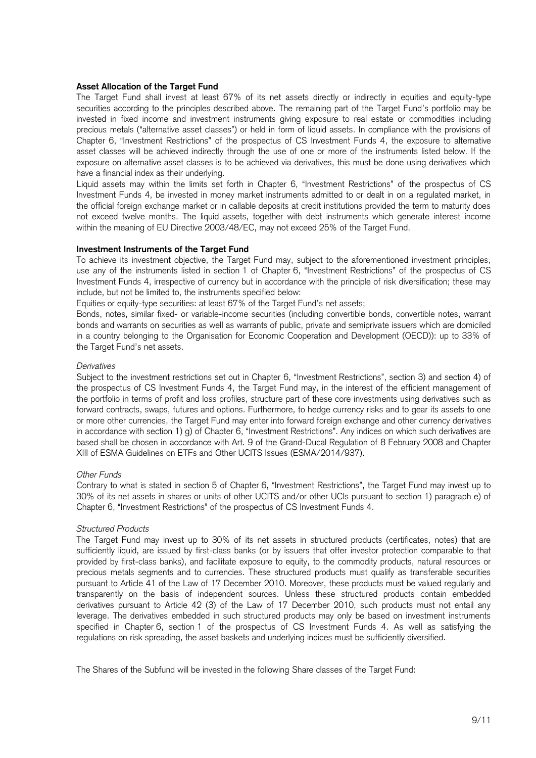**Asset Allocation of the Target Fund**

The Target Fund shall invest at least 67% of its net assets directly or indirectly in equities and equity-type securities according to the principles described above. The remaining part of the Target Fund's portfolio may be invested in fixed income and investment instruments giving exposure to real estate or commodities including precious metals ("alternative asset classes") or held in form of liquid assets. In compliance with the provisions of Chapter 6, "Investment Restrictions" of the prospectus of CS Investment Funds 4, the exposure to alternative asset classes will be achieved indirectly through the use of one or more of the instruments listed below. If the exposure on alternative asset classes is to be achieved via derivatives, this must be done using derivatives which have a financial index as their underlying.

Liquid assets may within the limits set forth in Chapter 6, "Investment Restrictions" of the prospectus of CS Investment Funds 4, be invested in money market instruments admitted to or dealt in on a regulated market, in the official foreign exchange market or in callable deposits at credit institutions provided the term to maturity does not exceed twelve months. The liquid assets, together with debt instruments which generate interest income within the meaning of EU Directive 2003/48/EC, may not exceed 25% of the Target Fund.

**Investment Instruments of the Target Fund**

To achieve its investment objective, the Target Fund may, subject to the aforementioned investment principles, use any of the instruments listed in section 1 of Chapter 6, "Investment Restrictions" of the prospectus of CS Investment Funds 4, irrespective of currency but in accordance with the principle of risk diversification; these may include, but not be limited to, the instruments specified below:

Equities or equity-type securities: at least 67% of the Target Fund's net assets;

Bonds, notes, similar fixed- or variable-income securities (including convertible bonds, convertible notes, warrant bonds and warrants on securities as well as warrants of public, private and semiprivate issuers which are domiciled in a country belonging to the Organisation for Economic Cooperation and Development (OECD)): up to 33% of the Target Fund's net assets.

*Derivatives*

Subject to the investment restrictions set out in Chapter 6, "Investment Restrictions", section 3) and section 4) of the prospectus of CS Investment Funds 4, the Target Fund may, in the interest of the efficient management of the portfolio in terms of profit and loss profiles, structure part of these core investments using derivatives such as forward contracts, swaps, futures and options. Furthermore, to hedge currency risks and to gear its assets to one or more other currencies, the Target Fund may enter into forward foreign exchange and other currency derivatives in accordance with section 1) g) of Chapter 6, "Investment Restrictions". Any indices on which such derivatives are based shall be chosen in accordance with Art. 9 of the Grand-Ducal Regulation of 8 February 2008 and Chapter XIII of ESMA Guidelines on ETFs and Other UCITS Issues (ESMA/2014/937).

*Other Funds*

Contrary to what is stated in section 5 of Chapter 6, "Investment Restrictions", the Target Fund may invest up to 30% of its net assets in shares or units of other UCITS and/or other UCIs pursuant to section 1) paragraph e) of Chapter 6, "Investment Restrictions" of the prospectus of CS Investment Funds 4.

*Structured Products*

The Target Fund may invest up to 30% of its net assets in structured products (certificates, notes) that are sufficiently liquid, are issued by first-class banks (or by issuers that offer investor protection comparable to that provided by first-class banks), and facilitate exposure to equity, to the commodity products, natural resources or precious metals segments and to currencies. These structured products must qualify as transferable securities pursuant to Article 41 of the Law of 17 December 2010. Moreover, these products must be valued regularly and transparently on the basis of independent sources. Unless these structured products contain embedded derivatives pursuant to Article 42 (3) of the Law of 17 December 2010, such products must not entail any leverage. The derivatives embedded in such structured products may only be based on investment instruments specified in Chapter 6, section 1 of the prospectus of CS Investment Funds 4. As well as satisfying the regulations on risk spreading, the asset baskets and underlying indices must be sufficiently diversified.

The Shares of the Subfund will be invested in the following Share classes of the Target Fund: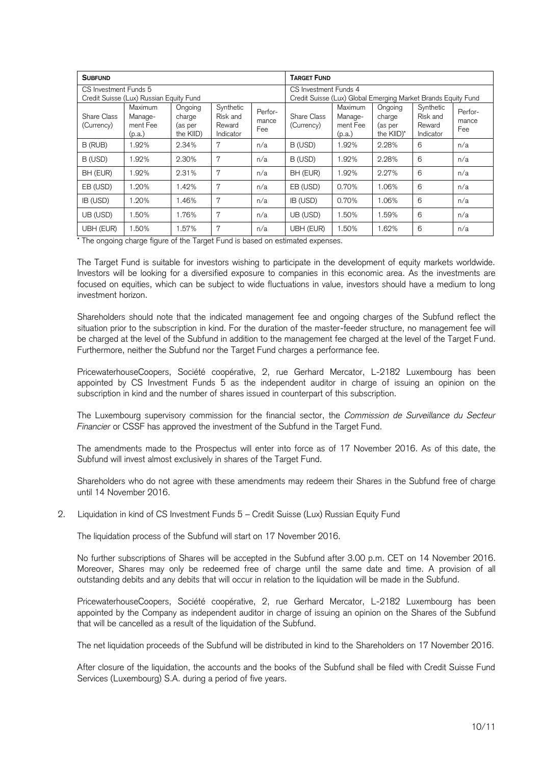| **SUBFUND** | | | | | **TARGET FUND** | | | | |
|---|---|---|---|---|---|---|---|---|---|
| CS Investment Funds 5<br>Credit Suisse (Lux) Russian Equity Fund | | | | | CS Investment Funds 4<br>Credit Suisse (Lux) Global Emerging Market Brands Equity Fund | | | | |
| Share Class (Currency) | Maximum Management Fee (p.a.) | Ongoing charge (as per the KIID) | Synthetic Risk and Reward Indicator | Performance Fee | Share Class (Currency) | Maximum Management Fee (p.a.) | Ongoing charge (as per the KIID)* | Synthetic Risk and Reward Indicator | Performance Fee |
| B (RUB) | 1.92% | 2.34% | 7 | n/a | B (USD) | 1.92% | 2.28% | 6 | n/a |
| B (USD) | 1.92% | 2.30% | 7 | n/a | B (USD) | 1.92% | 2.28% | 6 | n/a |
| BH (EUR) | 1.92% | 2.31% | 7 | n/a | BH (EUR) | 1.92% | 2.27% | 6 | n/a |
| EB (USD) | 1.20% | 1.42% | 7 | n/a | EB (USD) | 0.70% | 1.06% | 6 | n/a |
| IB (USD) | 1.20% | 1.46% | 7 | n/a | IB (USD) | 0.70% | 1.06% | 6 | n/a |
| UB (USD) | 1.50% | 1.76% | 7 | n/a | UB (USD) | 1.50% | 1.59% | 6 | n/a |
| UBH (EUR) | 1.50% | 1.57% | 7 | n/a | UBH (EUR) | 1.50% | 1.62% | 6 | n/a |

\* The ongoing charge figure of the Target Fund is based on estimated expenses.

The Target Fund is suitable for investors wishing to participate in the development of equity markets worldwide. Investors will be looking for a diversified exposure to companies in this economic area. As the investments are focused on equities, which can be subject to wide fluctuations in value, investors should have a medium to long investment horizon.

Shareholders should note that the indicated management fee and ongoing charges of the Subfund reflect the situation prior to the subscription in kind. For the duration of the master-feeder structure, no management fee will be charged at the level of the Subfund in addition to the management fee charged at the level of the Target Fund. Furthermore, neither the Subfund nor the Target Fund charges a performance fee.

PricewaterhouseCoopers, Société coopérative, 2, rue Gerhard Mercator, L-2182 Luxembourg has been appointed by CS Investment Funds 5 as the independent auditor in charge of issuing an opinion on the subscription in kind and the number of shares issued in counterpart of this subscription.

The Luxembourg supervisory commission for the financial sector, the *Commission de Surveillance du Secteur Financier* or CSSF has approved the investment of the Subfund in the Target Fund.

The amendments made to the Prospectus will enter into force as of 17 November 2016. As of this date, the Subfund will invest almost exclusively in shares of the Target Fund.

Shareholders who do not agree with these amendments may redeem their Shares in the Subfund free of charge until 14 November 2016.

2. Liquidation in kind of CS Investment Funds 5 – Credit Suisse (Lux) Russian Equity Fund

The liquidation process of the Subfund will start on 17 November 2016.

No further subscriptions of Shares will be accepted in the Subfund after 3.00 p.m. CET on 14 November 2016. Moreover, Shares may only be redeemed free of charge until the same date and time. A provision of all outstanding debits and any debits that will occur in relation to the liquidation will be made in the Subfund.

PricewaterhouseCoopers, Société coopérative, 2, rue Gerhard Mercator, L-2182 Luxembourg has been appointed by the Company as independent auditor in charge of issuing an opinion on the Shares of the Subfund that will be cancelled as a result of the liquidation of the Subfund.

The net liquidation proceeds of the Subfund will be distributed in kind to the Shareholders on 17 November 2016.

After closure of the liquidation, the accounts and the books of the Subfund shall be filed with Credit Suisse Fund Services (Luxembourg) S.A. during a period of five years.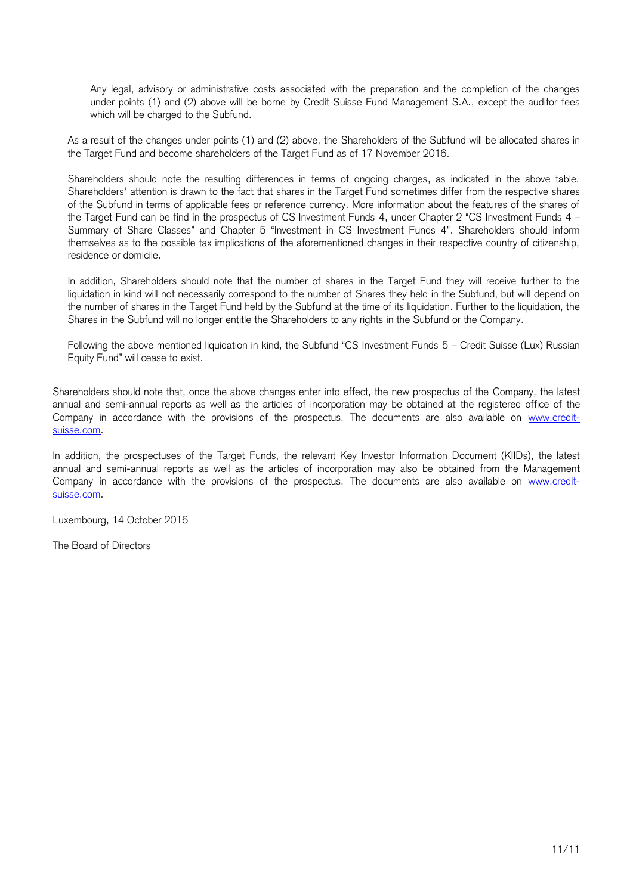Any legal, advisory or administrative costs associated with the preparation and the completion of the changes under points (1) and (2) above will be borne by Credit Suisse Fund Management S.A., except the auditor fees which will be charged to the Subfund.

As a result of the changes under points (1) and (2) above, the Shareholders of the Subfund will be allocated shares in the Target Fund and become shareholders of the Target Fund as of 17 November 2016.

Shareholders should note the resulting differences in terms of ongoing charges, as indicated in the above table. Shareholders' attention is drawn to the fact that shares in the Target Fund sometimes differ from the respective shares of the Subfund in terms of applicable fees or reference currency. More information about the features of the shares of the Target Fund can be find in the prospectus of CS Investment Funds 4, under Chapter 2 "CS Investment Funds 4 – Summary of Share Classes" and Chapter 5 "Investment in CS Investment Funds 4". Shareholders should inform themselves as to the possible tax implications of the aforementioned changes in their respective country of citizenship, residence or domicile.

In addition, Shareholders should note that the number of shares in the Target Fund they will receive further to the liquidation in kind will not necessarily correspond to the number of Shares they held in the Subfund, but will depend on the number of shares in the Target Fund held by the Subfund at the time of its liquidation. Further to the liquidation, the Shares in the Subfund will no longer entitle the Shareholders to any rights in the Subfund or the Company.

Following the above mentioned liquidation in kind, the Subfund "CS Investment Funds 5 – Credit Suisse (Lux) Russian Equity Fund" will cease to exist.

Shareholders should note that, once the above changes enter into effect, the new prospectus of the Company, the latest annual and semi-annual reports as well as the articles of incorporation may be obtained at the registered office of the Company in accordance with the provisions of the prospectus. The documents are also available on www.credit-suisse.com.

In addition, the prospectuses of the Target Funds, the relevant Key Investor Information Document (KIIDs), the latest annual and semi-annual reports as well as the articles of incorporation may also be obtained from the Management Company in accordance with the provisions of the prospectus. The documents are also available on www.credit-suisse.com.

Luxembourg, 14 October 2016

The Board of Directors